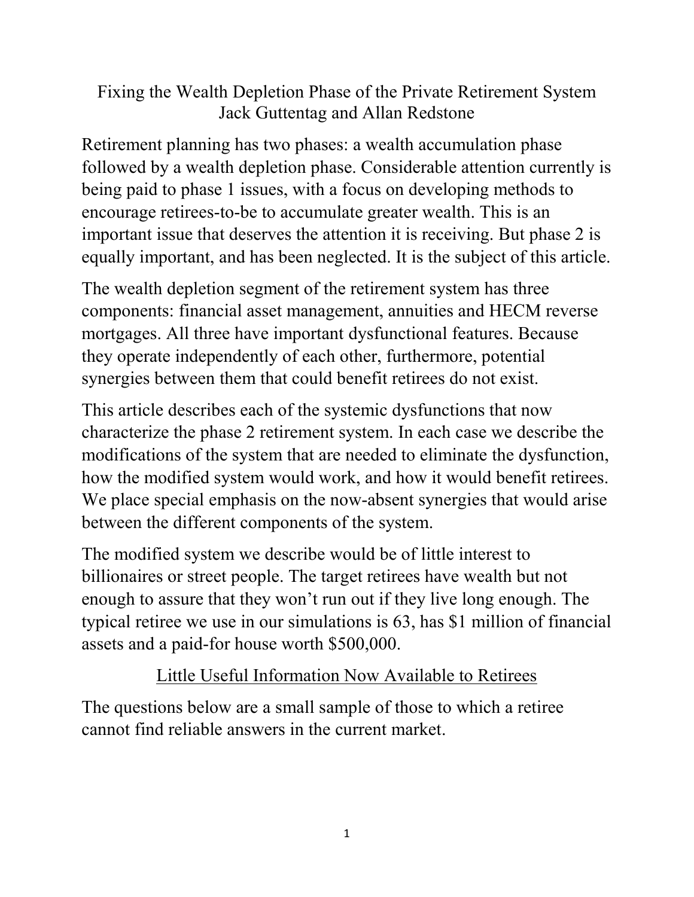# Fixing the Wealth Depletion Phase of the Private Retirement System

Jack Guttentag and Allan Redstone

Retirement planning has two phases: a wealth accumulation phase followed by a wealth depletion phase. Considerable attention currently is being paid to phase 1 issues, with a focus on developing methods to encourage retirees-to-be to accumulate greater wealth. This is an important issue that deserves the attention it is receiving. But phase 2 is equally important, and has been neglected. It is the subject of this article.

The wealth depletion segment of the retirement system has three components: financial asset management, annuities and HECM reverse mortgages. All three have important dysfunctional features. Because they operate independently of each other, furthermore, potential synergies between them that could benefit retirees do not exist.

This article describes each of the systemic dysfunctions that now characterize the phase 2 retirement system. In each case we describe the modifications of the system that are needed to eliminate the dysfunction, how the modified system would work, and how it would benefit retirees. We place special emphasis on the now-absent synergies that would arise between the different components of the system.

The modified system we describe would be of little interest to billionaires or street people. The target retirees have wealth but not enough to assure that they won't run out if they live long enough. The typical retiree we use in our simulations is 63, has $1 million of financial assets and a paid-for house worth $500,000.

## Little Useful Information Now Available to Retirees

The questions below are a small sample of those to which a retiree cannot find reliable answers in the current market.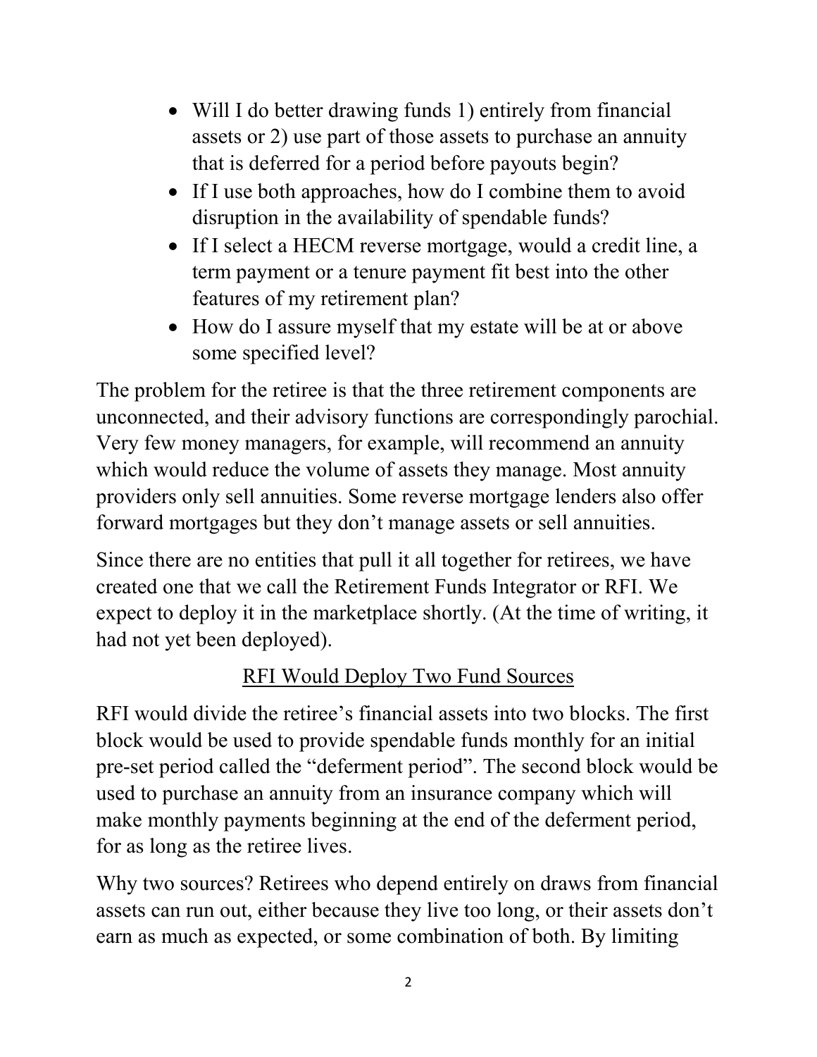- Will I do better drawing funds 1) entirely from financial assets or 2) use part of those assets to purchase an annuity that is deferred for a period before payouts begin?
- If I use both approaches, how do I combine them to avoid disruption in the availability of spendable funds?
- If I select a HECM reverse mortgage, would a credit line, a term payment or a tenure payment fit best into the other features of my retirement plan?
- How do I assure myself that my estate will be at or above some specified level?

The problem for the retiree is that the three retirement components are unconnected, and their advisory functions are correspondingly parochial. Very few money managers, for example, will recommend an annuity which would reduce the volume of assets they manage. Most annuity providers only sell annuities. Some reverse mortgage lenders also offer forward mortgages but they don't manage assets or sell annuities.

Since there are no entities that pull it all together for retirees, we have created one that we call the Retirement Funds Integrator or RFI. We expect to deploy it in the marketplace shortly. (At the time of writing, it had not yet been deployed).

## RFI Would Deploy Two Fund Sources

RFI would divide the retiree's financial assets into two blocks. The first block would be used to provide spendable funds monthly for an initial pre-set period called the "deferment period". The second block would be used to purchase an annuity from an insurance company which will make monthly payments beginning at the end of the deferment period, for as long as the retiree lives.

Why two sources? Retirees who depend entirely on draws from financial assets can run out, either because they live too long, or their assets don't earn as much as expected, or some combination of both. By limiting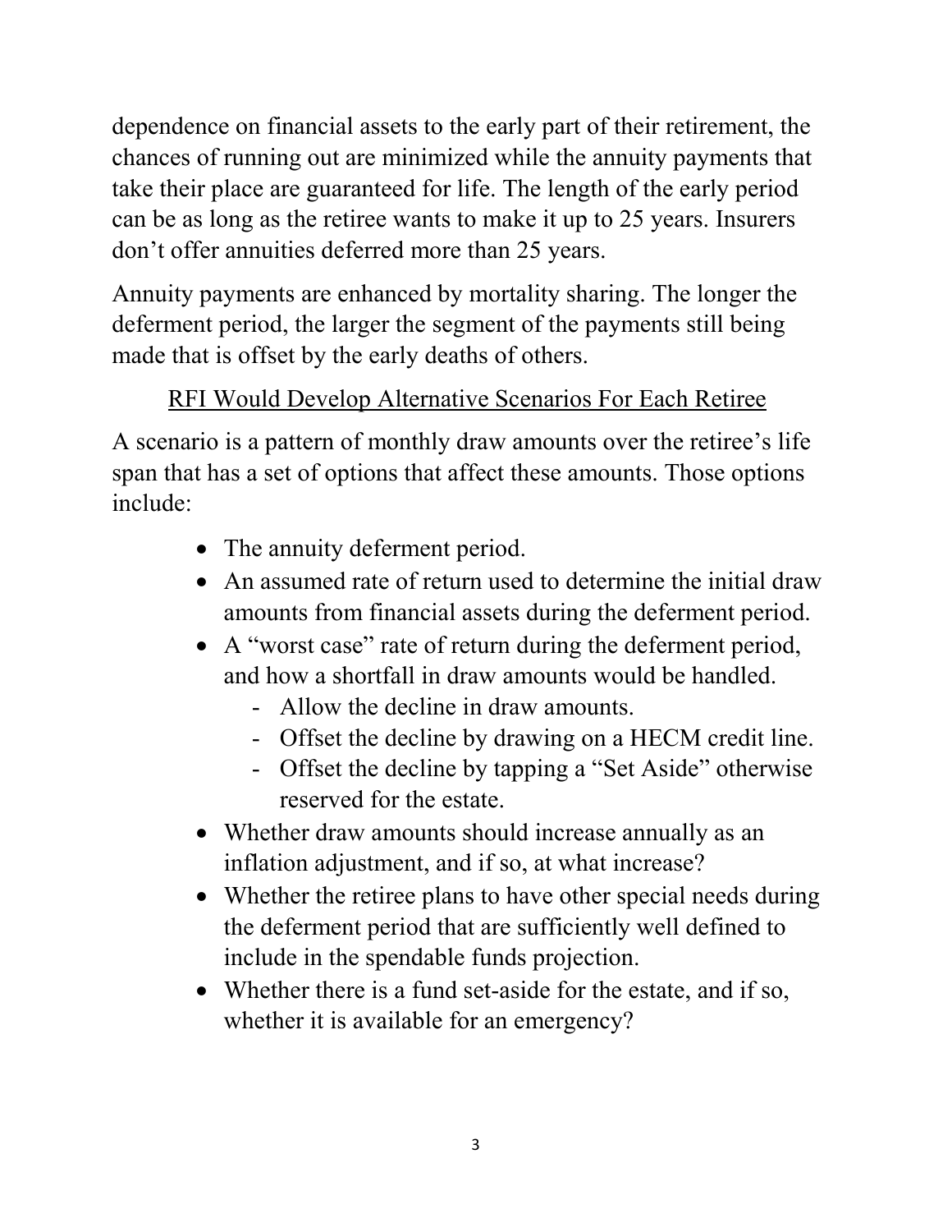dependence on financial assets to the early part of their retirement, the chances of running out are minimized while the annuity payments that take their place are guaranteed for life. The length of the early period can be as long as the retiree wants to make it up to 25 years. Insurers don't offer annuities deferred more than 25 years.

Annuity payments are enhanced by mortality sharing. The longer the deferment period, the larger the segment of the payments still being made that is offset by the early deaths of others.

## RFI Would Develop Alternative Scenarios For Each Retiree

A scenario is a pattern of monthly draw amounts over the retiree's life span that has a set of options that affect these amounts. Those options include:

- The annuity deferment period.
- An assumed rate of return used to determine the initial draw amounts from financial assets during the deferment period.
- A "worst case" rate of return during the deferment period, and how a shortfall in draw amounts would be handled.
  - Allow the decline in draw amounts.
  - Offset the decline by drawing on a HECM credit line.
  - Offset the decline by tapping a "Set Aside" otherwise reserved for the estate.
- Whether draw amounts should increase annually as an inflation adjustment, and if so, at what increase?
- Whether the retiree plans to have other special needs during the deferment period that are sufficiently well defined to include in the spendable funds projection.
- Whether there is a fund set-aside for the estate, and if so, whether it is available for an emergency?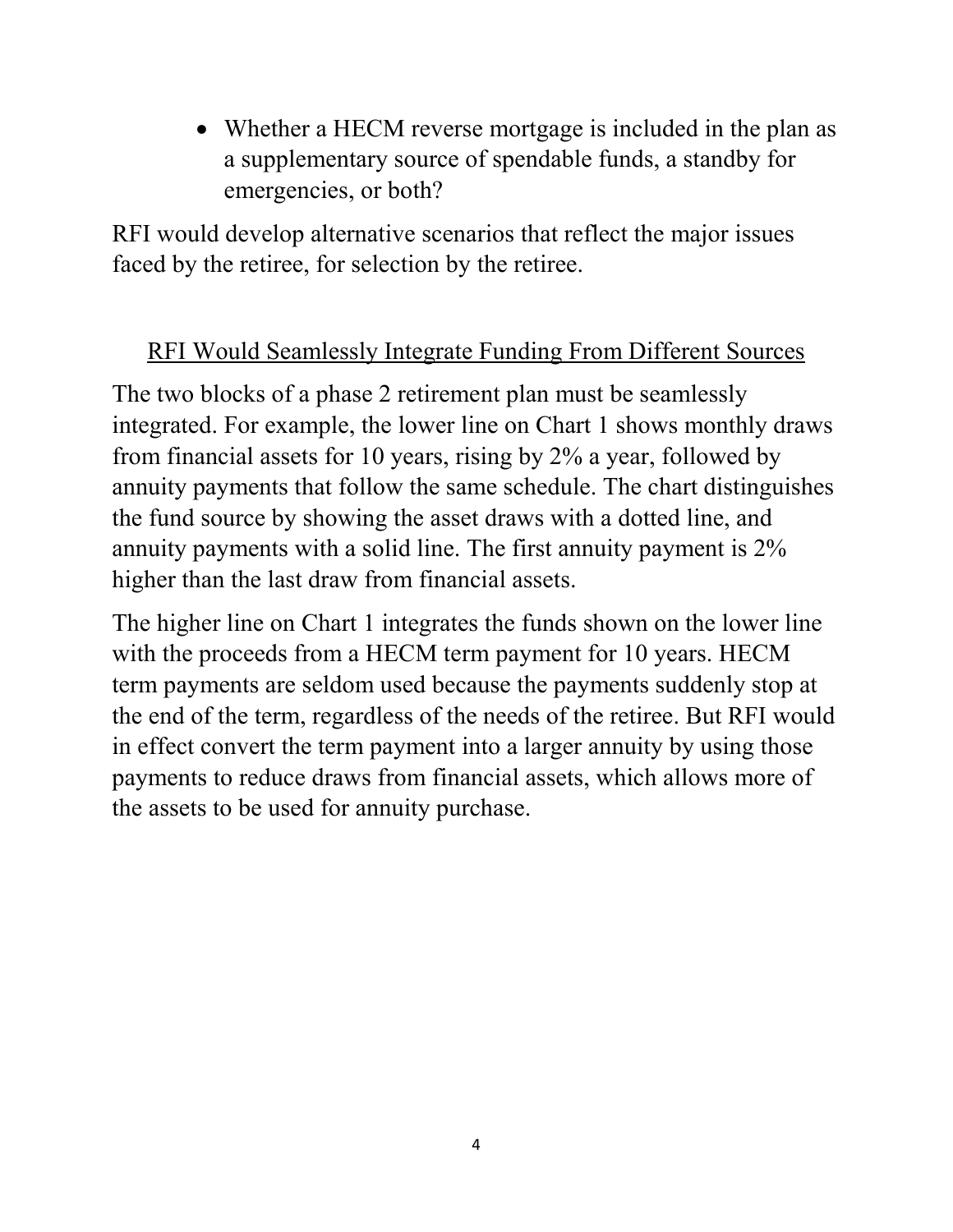- Whether a HECM reverse mortgage is included in the plan as a supplementary source of spendable funds, a standby for emergencies, or both?

RFI would develop alternative scenarios that reflect the major issues faced by the retiree, for selection by the retiree.

## RFI Would Seamlessly Integrate Funding From Different Sources

The two blocks of a phase 2 retirement plan must be seamlessly integrated. For example, the lower line on Chart 1 shows monthly draws from financial assets for 10 years, rising by 2% a year, followed by annuity payments that follow the same schedule. The chart distinguishes the fund source by showing the asset draws with a dotted line, and annuity payments with a solid line. The first annuity payment is 2% higher than the last draw from financial assets.

The higher line on Chart 1 integrates the funds shown on the lower line with the proceeds from a HECM term payment for 10 years. HECM term payments are seldom used because the payments suddenly stop at the end of the term, regardless of the needs of the retiree. But RFI would in effect convert the term payment into a larger annuity by using those payments to reduce draws from financial assets, which allows more of the assets to be used for annuity purchase.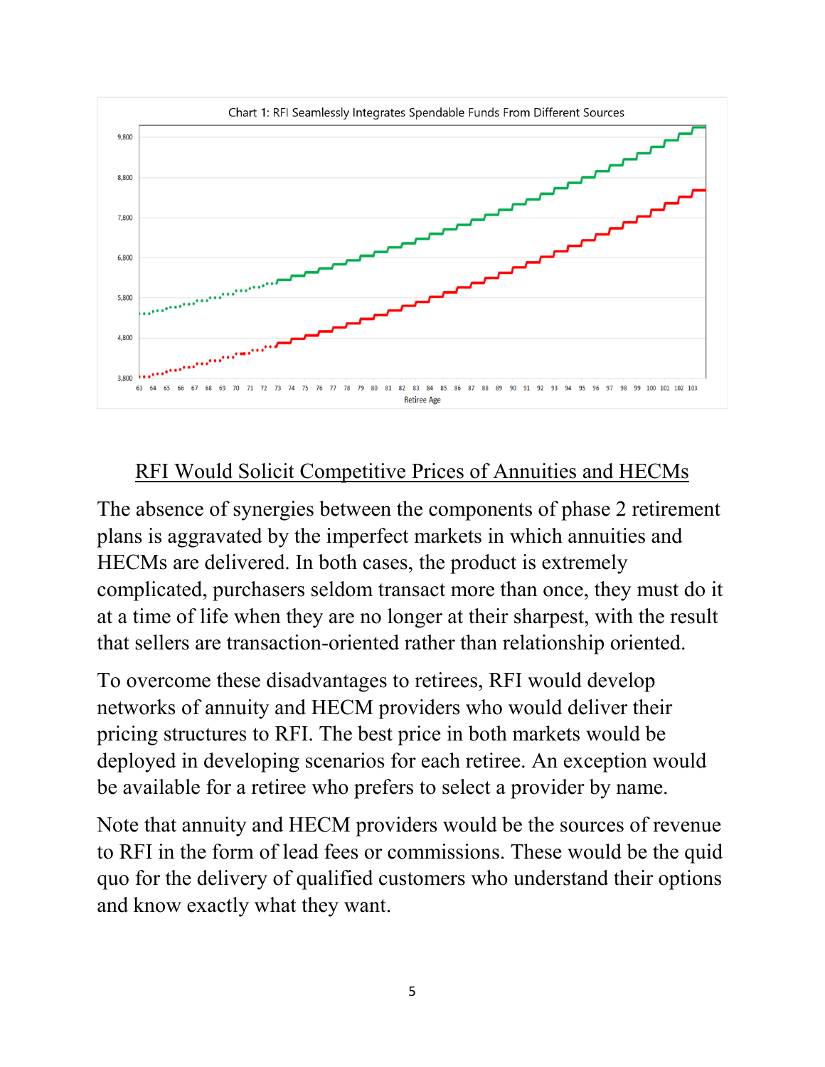Chart 1: RFI Seamlessly Integrates Spendable Funds From Different Sources

## RFI Would Solicit Competitive Prices of Annuities and HECMs

The absence of synergies between the components of phase 2 retirement plans is aggravated by the imperfect markets in which annuities and HECMs are delivered. In both cases, the product is extremely complicated, purchasers seldom transact more than once, they must do it at a time of life when they are no longer at their sharpest, with the result that sellers are transaction-oriented rather than relationship oriented.

To overcome these disadvantages to retirees, RFI would develop networks of annuity and HECM providers who would deliver their pricing structures to RFI. The best price in both markets would be deployed in developing scenarios for each retiree. An exception would be available for a retiree who prefers to select a provider by name.

Note that annuity and HECM providers would be the sources of revenue to RFI in the form of lead fees or commissions. These would be the quid quo for the delivery of qualified customers who understand their options and know exactly what they want.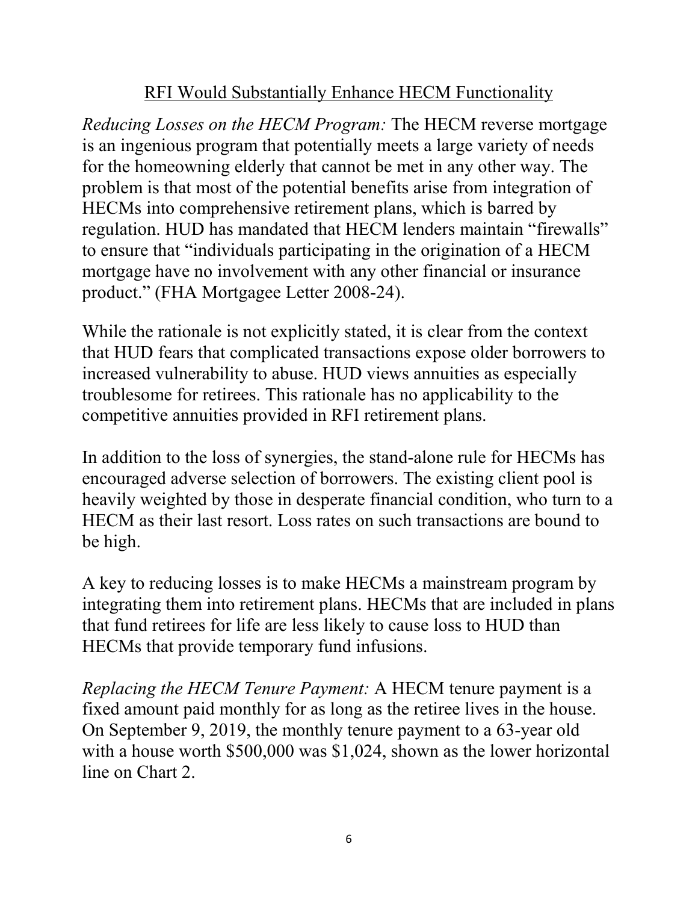## RFI Would Substantially Enhance HECM Functionality

*Reducing Losses on the HECM Program:* The HECM reverse mortgage is an ingenious program that potentially meets a large variety of needs for the homeowning elderly that cannot be met in any other way. The problem is that most of the potential benefits arise from integration of HECMs into comprehensive retirement plans, which is barred by regulation. HUD has mandated that HECM lenders maintain "firewalls" to ensure that "individuals participating in the origination of a HECM mortgage have no involvement with any other financial or insurance product." (FHA Mortgagee Letter 2008-24).

While the rationale is not explicitly stated, it is clear from the context that HUD fears that complicated transactions expose older borrowers to increased vulnerability to abuse. HUD views annuities as especially troublesome for retirees. This rationale has no applicability to the competitive annuities provided in RFI retirement plans.

In addition to the loss of synergies, the stand-alone rule for HECMs has encouraged adverse selection of borrowers. The existing client pool is heavily weighted by those in desperate financial condition, who turn to a HECM as their last resort. Loss rates on such transactions are bound to be high.

A key to reducing losses is to make HECMs a mainstream program by integrating them into retirement plans. HECMs that are included in plans that fund retirees for life are less likely to cause loss to HUD than HECMs that provide temporary fund infusions.

*Replacing the HECM Tenure Payment:* A HECM tenure payment is a fixed amount paid monthly for as long as the retiree lives in the house. On September 9, 2019, the monthly tenure payment to a 63-year old with a house worth $500,000 was $1,024, shown as the lower horizontal line on Chart 2.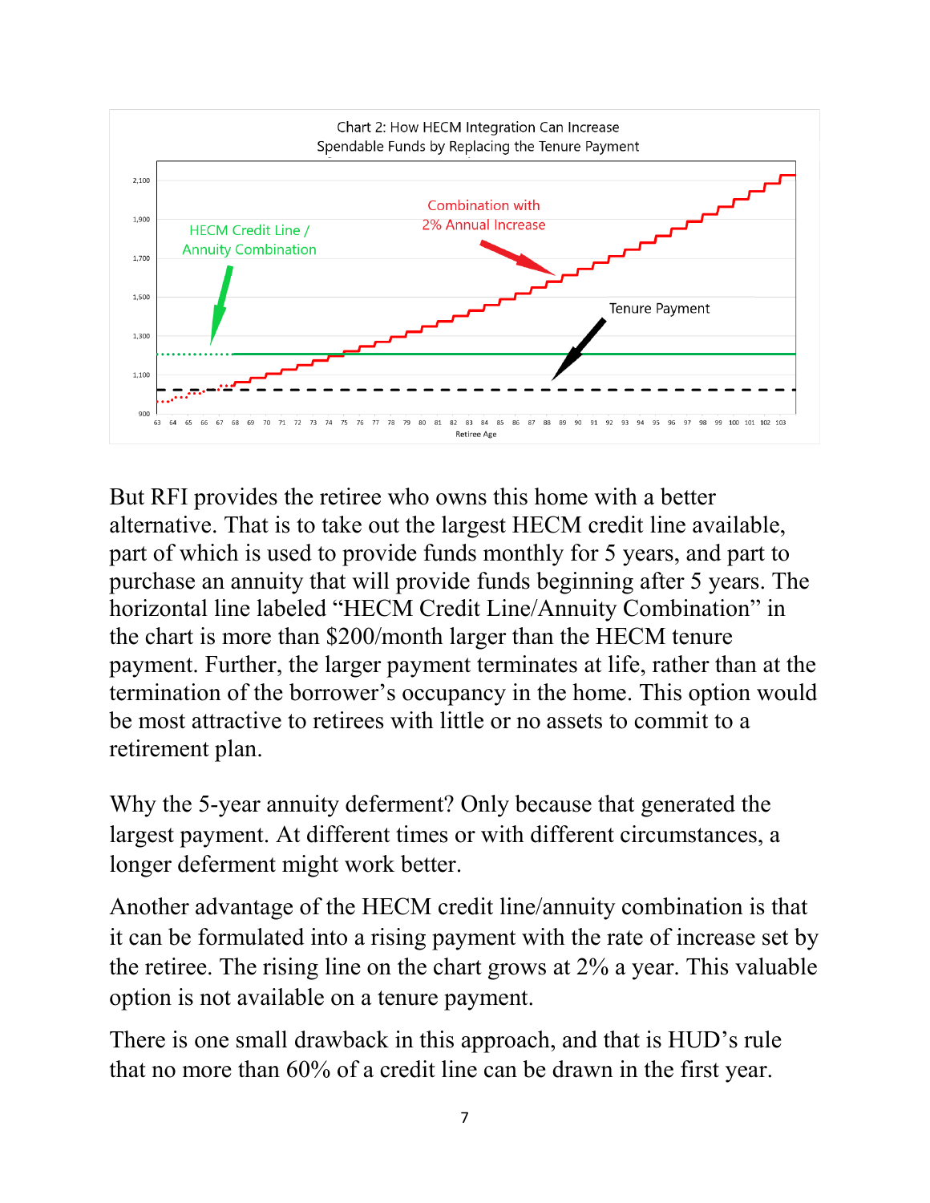Chart 2: How HECM Integration Can Increase Spendable Funds by Replacing the Tenure Payment

But RFI provides the retiree who owns this home with a better alternative. That is to take out the largest HECM credit line available, part of which is used to provide funds monthly for 5 years, and part to purchase an annuity that will provide funds beginning after 5 years. The horizontal line labeled "HECM Credit Line/Annuity Combination" in the chart is more than $200/month larger than the HECM tenure payment. Further, the larger payment terminates at life, rather than at the termination of the borrower's occupancy in the home. This option would be most attractive to retirees with little or no assets to commit to a retirement plan.

Why the 5-year annuity deferment? Only because that generated the largest payment. At different times or with different circumstances, a longer deferment might work better.

Another advantage of the HECM credit line/annuity combination is that it can be formulated into a rising payment with the rate of increase set by the retiree. The rising line on the chart grows at 2% a year. This valuable option is not available on a tenure payment.

There is one small drawback in this approach, and that is HUD's rule that no more than 60% of a credit line can be drawn in the first year.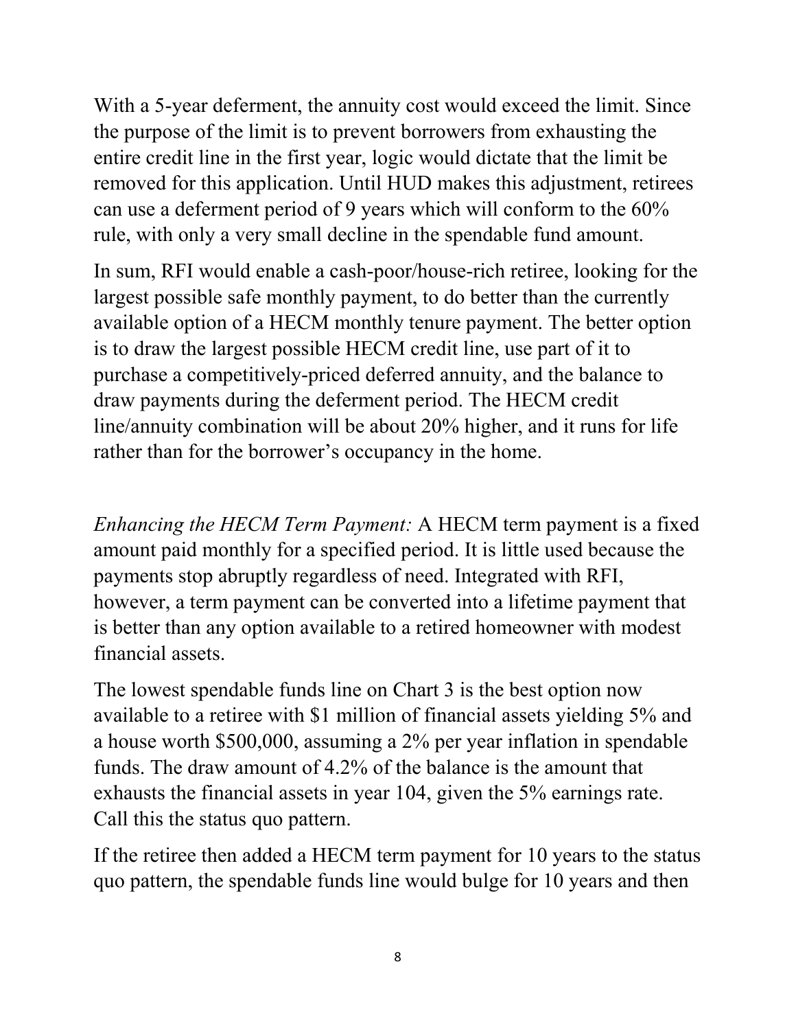With a 5-year deferment, the annuity cost would exceed the limit. Since the purpose of the limit is to prevent borrowers from exhausting the entire credit line in the first year, logic would dictate that the limit be removed for this application. Until HUD makes this adjustment, retirees can use a deferment period of 9 years which will conform to the 60% rule, with only a very small decline in the spendable fund amount.

In sum, RFI would enable a cash-poor/house-rich retiree, looking for the largest possible safe monthly payment, to do better than the currently available option of a HECM monthly tenure payment. The better option is to draw the largest possible HECM credit line, use part of it to purchase a competitively-priced deferred annuity, and the balance to draw payments during the deferment period. The HECM credit line/annuity combination will be about 20% higher, and it runs for life rather than for the borrower's occupancy in the home.

*Enhancing the HECM Term Payment:* A HECM term payment is a fixed amount paid monthly for a specified period. It is little used because the payments stop abruptly regardless of need. Integrated with RFI, however, a term payment can be converted into a lifetime payment that is better than any option available to a retired homeowner with modest financial assets.

The lowest spendable funds line on Chart 3 is the best option now available to a retiree with $1 million of financial assets yielding 5% and a house worth $500,000, assuming a 2% per year inflation in spendable funds. The draw amount of 4.2% of the balance is the amount that exhausts the financial assets in year 104, given the 5% earnings rate. Call this the status quo pattern.

If the retiree then added a HECM term payment for 10 years to the status quo pattern, the spendable funds line would bulge for 10 years and then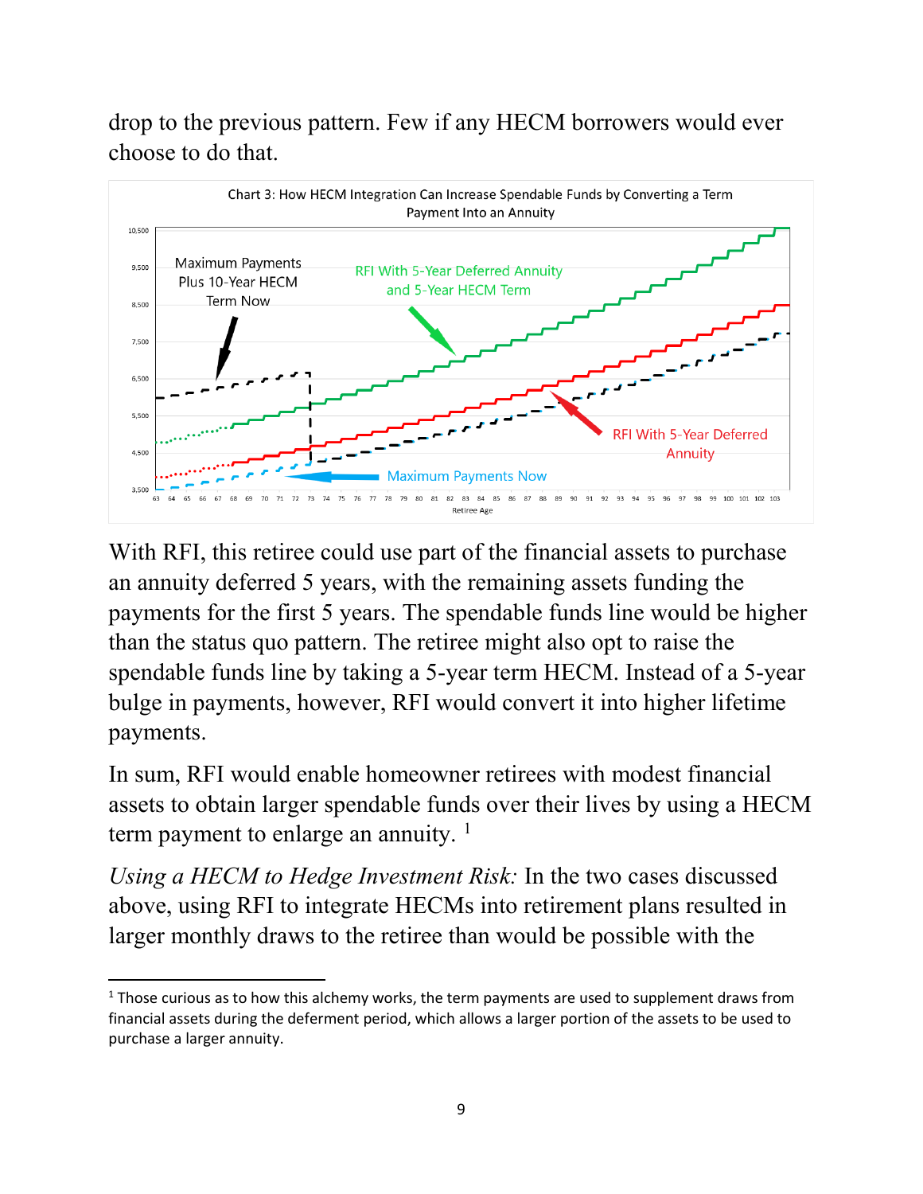drop to the previous pattern. Few if any HECM borrowers would ever choose to do that.

Chart 3: How HECM Integration Can Increase Spendable Funds by Converting a Term Payment Into an Annuity

With RFI, this retiree could use part of the financial assets to purchase an annuity deferred 5 years, with the remaining assets funding the payments for the first 5 years. The spendable funds line would be higher than the status quo pattern. The retiree might also opt to raise the spendable funds line by taking a 5-year term HECM. Instead of a 5-year bulge in payments, however, RFI would convert it into higher lifetime payments.

In sum, RFI would enable homeowner retirees with modest financial assets to obtain larger spendable funds over their lives by using a HECM term payment to enlarge an annuity. [1]

*Using a HECM to Hedge Investment Risk:* In the two cases discussed above, using RFI to integrate HECMs into retirement plans resulted in larger monthly draws to the retiree than would be possible with the

---

[1] Those curious as to how this alchemy works, the term payments are used to supplement draws from financial assets during the deferment period, which allows a larger portion of the assets to be used to purchase a larger annuity.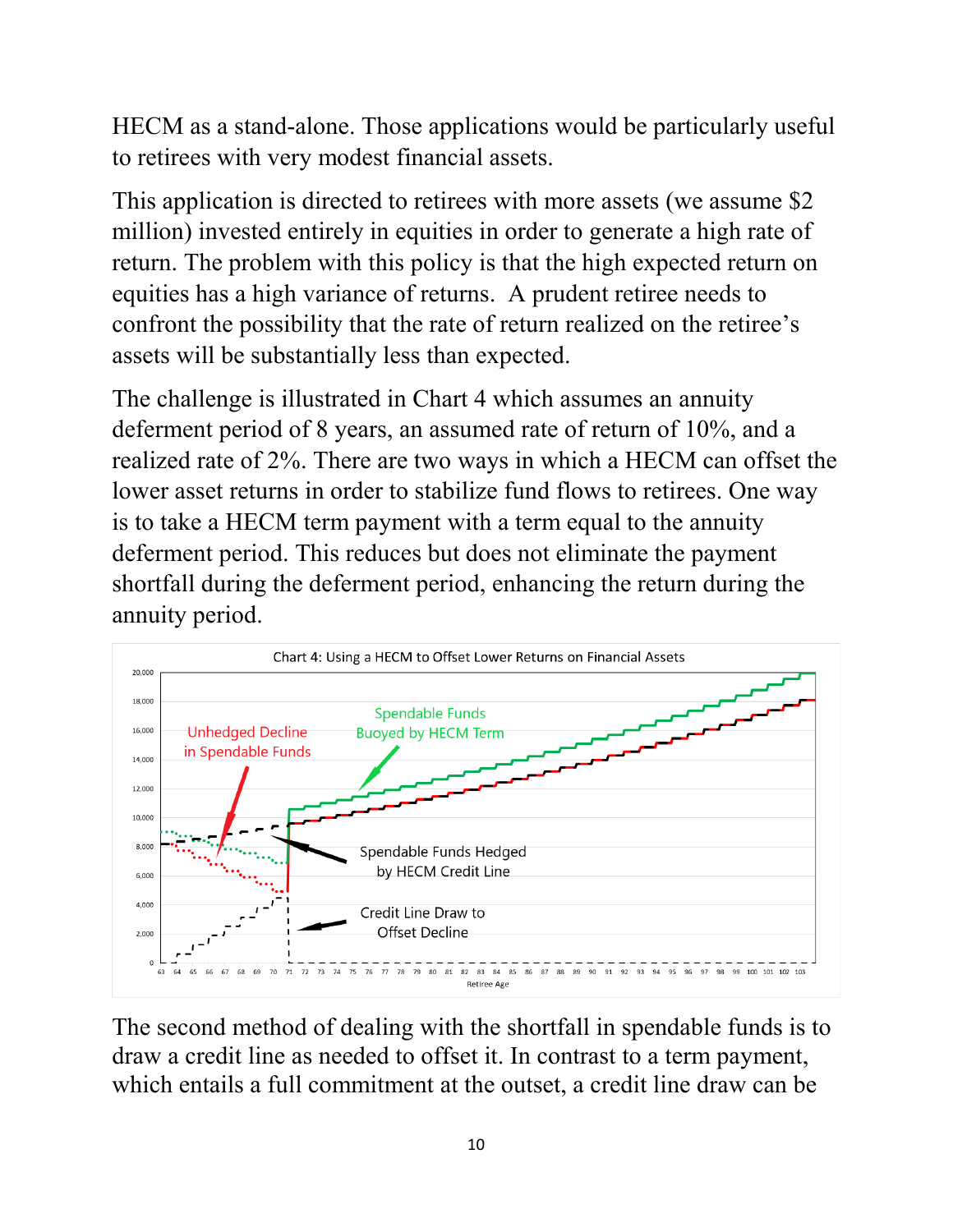HECM as a stand-alone. Those applications would be particularly useful to retirees with very modest financial assets.

This application is directed to retirees with more assets (we assume $2 million) invested entirely in equities in order to generate a high rate of return. The problem with this policy is that the high expected return on equities has a high variance of returns. A prudent retiree needs to confront the possibility that the rate of return realized on the retiree's assets will be substantially less than expected.

The challenge is illustrated in Chart 4 which assumes an annuity deferment period of 8 years, an assumed rate of return of 10%, and a realized rate of 2%. There are two ways in which a HECM can offset the lower asset returns in order to stabilize fund flows to retirees. One way is to take a HECM term payment with a term equal to the annuity deferment period. This reduces but does not eliminate the payment shortfall during the deferment period, enhancing the return during the annuity period.

Chart 4: Using a HECM to Offset Lower Returns on Financial Assets

The second method of dealing with the shortfall in spendable funds is to draw a credit line as needed to offset it. In contrast to a term payment, which entails a full commitment at the outset, a credit line draw can be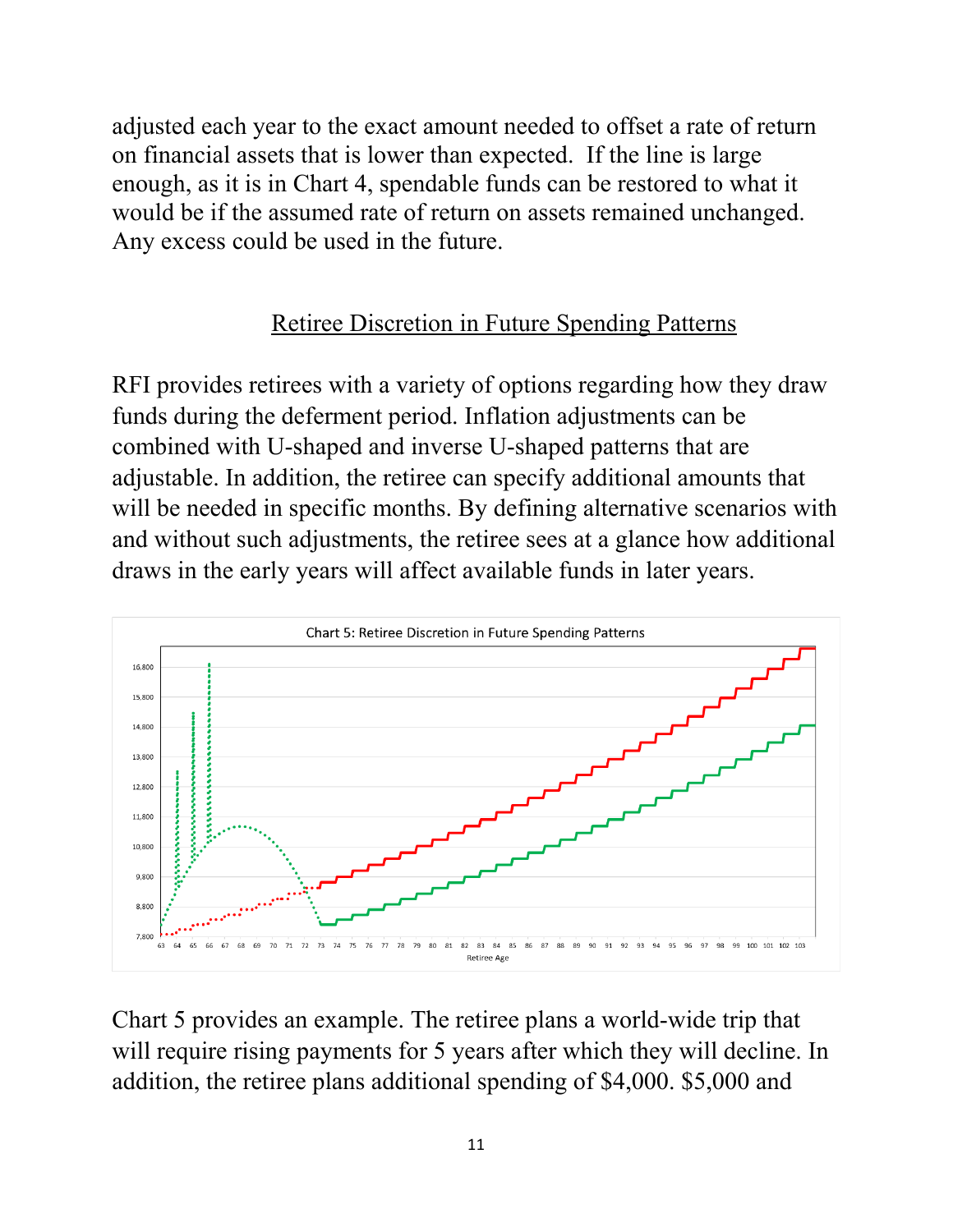adjusted each year to the exact amount needed to offset a rate of return on financial assets that is lower than expected. If the line is large enough, as it is in Chart 4, spendable funds can be restored to what it would be if the assumed rate of return on assets remained unchanged. Any excess could be used in the future.

## Retiree Discretion in Future Spending Patterns

RFI provides retirees with a variety of options regarding how they draw funds during the deferment period. Inflation adjustments can be combined with U-shaped and inverse U-shaped patterns that are adjustable. In addition, the retiree can specify additional amounts that will be needed in specific months. By defining alternative scenarios with and without such adjustments, the retiree sees at a glance how additional draws in the early years will affect available funds in later years.

Chart 5: Retiree Discretion in Future Spending Patterns

Chart 5 provides an example. The retiree plans a world-wide trip that will require rising payments for 5 years after which they will decline. In addition, the retiree plans additional spending of $4,000. $5,000 and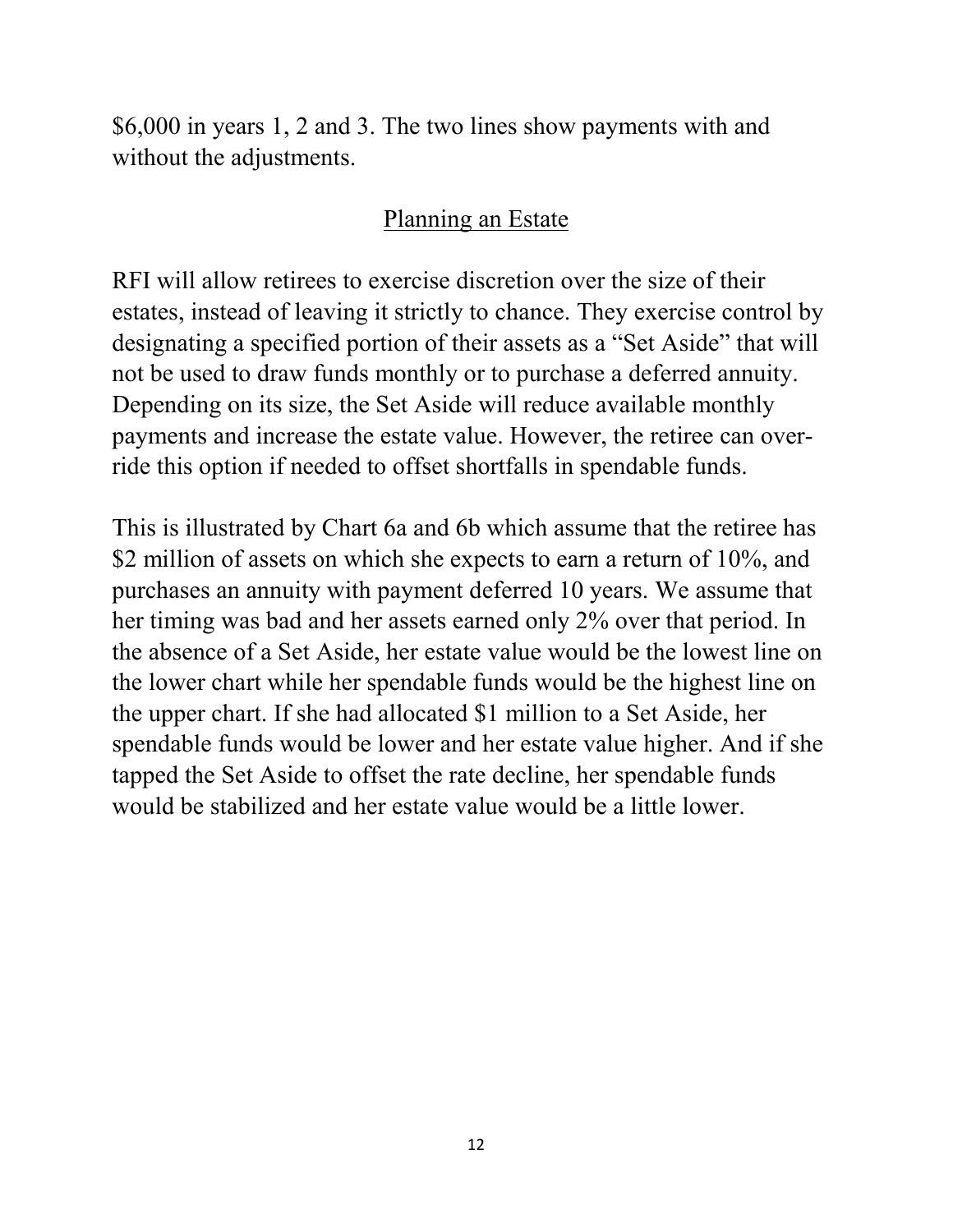$6,000 in years 1, 2 and 3. The two lines show payments with and without the adjustments.

## Planning an Estate

RFI will allow retirees to exercise discretion over the size of their estates, instead of leaving it strictly to chance. They exercise control by designating a specified portion of their assets as a "Set Aside" that will not be used to draw funds monthly or to purchase a deferred annuity. Depending on its size, the Set Aside will reduce available monthly payments and increase the estate value. However, the retiree can over-ride this option if needed to offset shortfalls in spendable funds.

This is illustrated by Chart 6a and 6b which assume that the retiree has $2 million of assets on which she expects to earn a return of 10%, and purchases an annuity with payment deferred 10 years. We assume that her timing was bad and her assets earned only 2% over that period. In the absence of a Set Aside, her estate value would be the lowest line on the lower chart while her spendable funds would be the highest line on the upper chart. If she had allocated $1 million to a Set Aside, her spendable funds would be lower and her estate value higher. And if she tapped the Set Aside to offset the rate decline, her spendable funds would be stabilized and her estate value would be a little lower.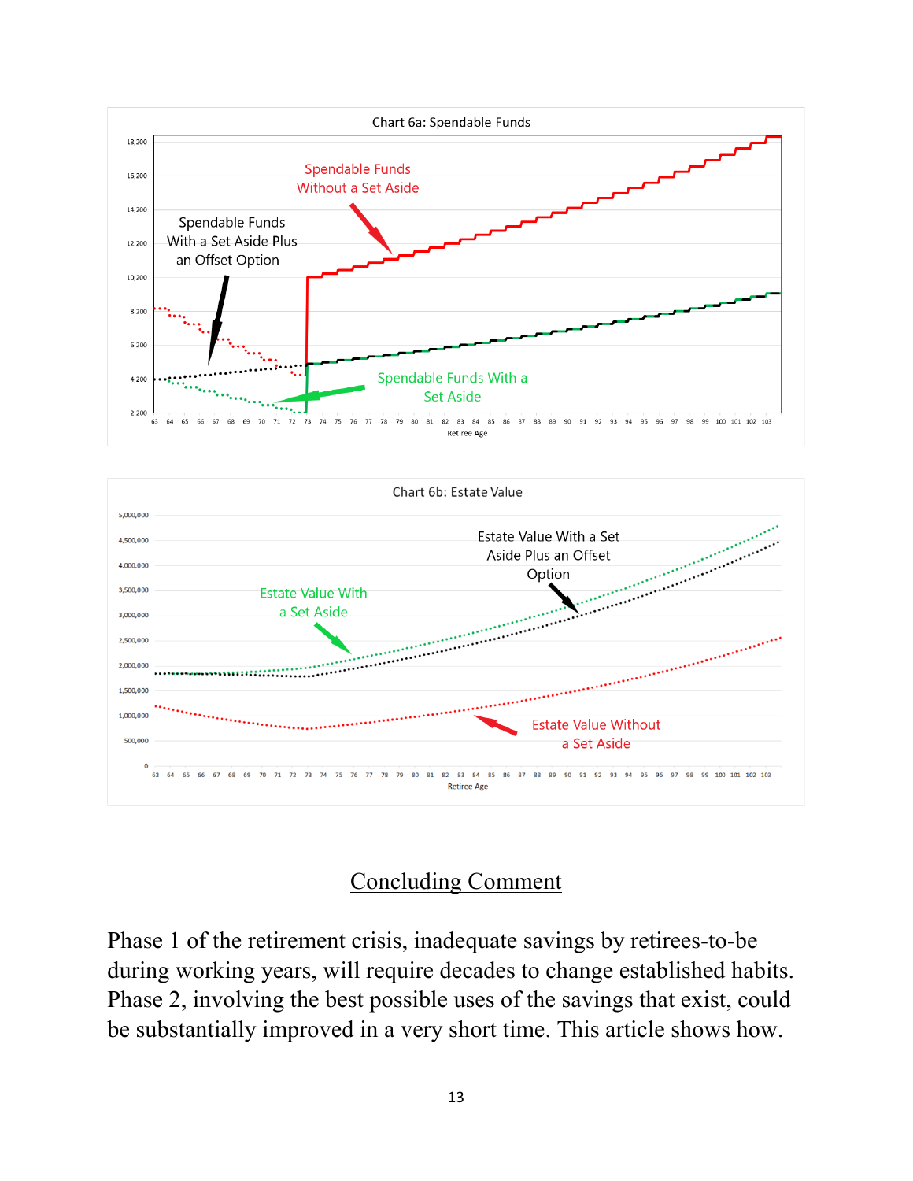Chart 6a: Spendable Funds

18,200
16,200
14,200
12,200
10,200
8,200
6,200
4,200
2,200

Spendable Funds Without a Set Aside

Spendable Funds With a Set Aside Plus an Offset Option

Spendable Funds With a Set Aside

63 64 65 66 67 68 69 70 71 72 73 74 75 76 77 78 79 80 81 82 83 84 85 86 87 88 89 90 91 92 93 94 95 96 97 98 99 100 101 102 103

Retiree Age

Chart 6b: Estate Value

5,000,000
4,500,000
4,000,000
3,500,000
3,000,000
2,500,000
2,000,000
1,500,000
1,000,000
500,000
0

Estate Value With a Set Aside Plus an Offset Option

Estate Value With a Set Aside

Estate Value Without a Set Aside

63 64 65 66 67 68 69 70 71 72 73 74 75 76 77 78 79 80 81 82 83 84 85 86 87 88 89 90 91 92 93 94 95 96 97 98 99 100 101 102 103

Retiree Age

## Concluding Comment

Phase 1 of the retirement crisis, inadequate savings by retirees-to-be during working years, will require decades to change established habits. Phase 2, involving the best possible uses of the savings that exist, could be substantially improved in a very short time. This article shows how.